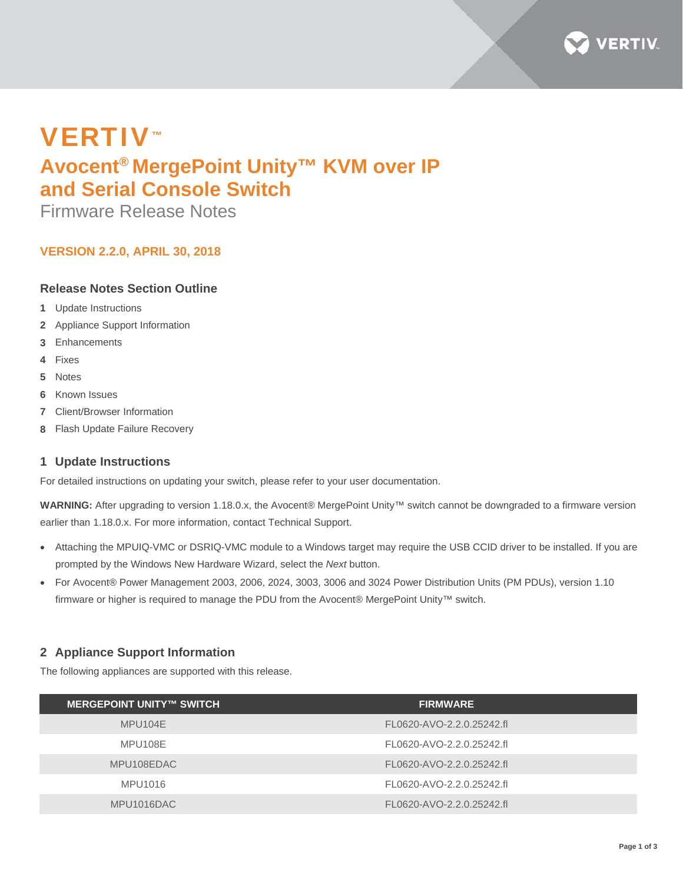# VERTIV™

## Avocent® MergePoint Unity™ KVM over IP and Serial Console Switch

Firmware Release Notes

### VERSION 2.2.0, APRIL 30, 2018

### Release Notes Section Outline

1. Update Instructions
2. Appliance Support Information
3. Enhancements
4. Fixes
5. Notes
6. Known Issues
7. Client/Browser Information
8. Flash Update Failure Recovery

## 1 Update Instructions

For detailed instructions on updating your switch, please refer to your user documentation.

**WARNING:** After upgrading to version 1.18.0.x, the Avocent® MergePoint Unity™ switch cannot be downgraded to a firmware version earlier than 1.18.0.x. For more information, contact Technical Support.

- Attaching the MPUIQ-VMC or DSRIQ-VMC module to a Windows target may require the USB CCID driver to be installed. If you are prompted by the Windows New Hardware Wizard, select the *Next* button.
- For Avocent® Power Management 2003, 2006, 2024, 3003, 3006 and 3024 Power Distribution Units (PM PDUs), version 1.10 firmware or higher is required to manage the PDU from the Avocent® MergePoint Unity™ switch.

## 2 Appliance Support Information

The following appliances are supported with this release.

| MERGEPOINT UNITY™ SWITCH | FIRMWARE |
|---|---|
| MPU104E | FL0620-AVO-2.2.0.25242.fl |
| MPU108E | FL0620-AVO-2.2.0.25242.fl |
| MPU108EDAC | FL0620-AVO-2.2.0.25242.fl |
| MPU1016 | FL0620-AVO-2.2.0.25242.fl |
| MPU1016DAC | FL0620-AVO-2.2.0.25242.fl |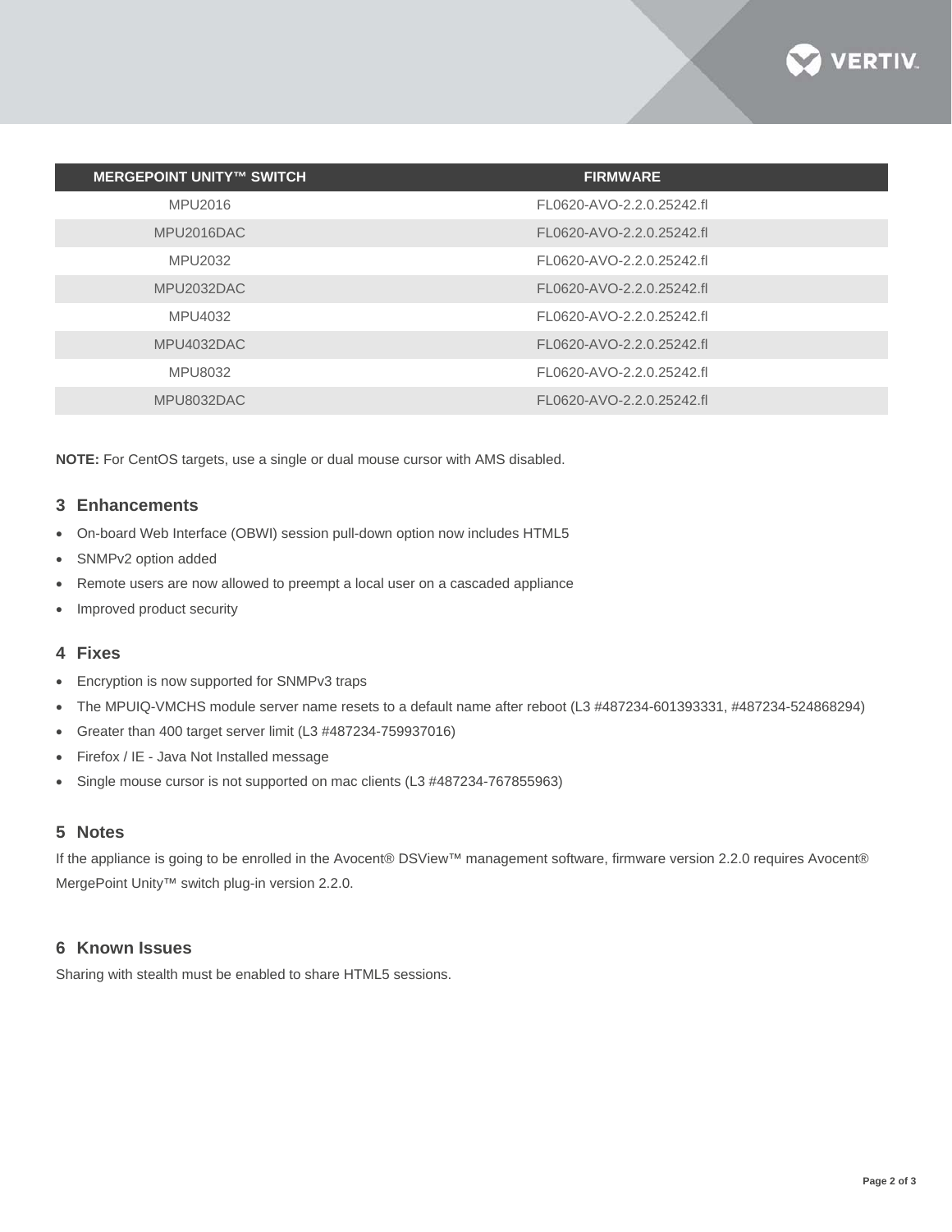| MERGEPOINT UNITY™ SWITCH | FIRMWARE |
|---|---|
| MPU2016 | FL0620-AVO-2.2.0.25242.fl |
| MPU2016DAC | FL0620-AVO-2.2.0.25242.fl |
| MPU2032 | FL0620-AVO-2.2.0.25242.fl |
| MPU2032DAC | FL0620-AVO-2.2.0.25242.fl |
| MPU4032 | FL0620-AVO-2.2.0.25242.fl |
| MPU4032DAC | FL0620-AVO-2.2.0.25242.fl |
| MPU8032 | FL0620-AVO-2.2.0.25242.fl |
| MPU8032DAC | FL0620-AVO-2.2.0.25242.fl |

**NOTE:** For CentOS targets, use a single or dual mouse cursor with AMS disabled.

## 3 Enhancements

- On-board Web Interface (OBWI) session pull-down option now includes HTML5
- SNMPv2 option added
- Remote users are now allowed to preempt a local user on a cascaded appliance
- Improved product security

## 4 Fixes

- Encryption is now supported for SNMPv3 traps
- The MPUIQ-VMCHS module server name resets to a default name after reboot (L3 #487234-601393331, #487234-524868294)
- Greater than 400 target server limit (L3 #487234-759937016)
- Firefox / IE - Java Not Installed message
- Single mouse cursor is not supported on mac clients (L3 #487234-767855963)

## 5 Notes

If the appliance is going to be enrolled in the Avocent® DSView™ management software, firmware version 2.2.0 requires Avocent® MergePoint Unity™ switch plug-in version 2.2.0.

## 6 Known Issues

Sharing with stealth must be enabled to share HTML5 sessions.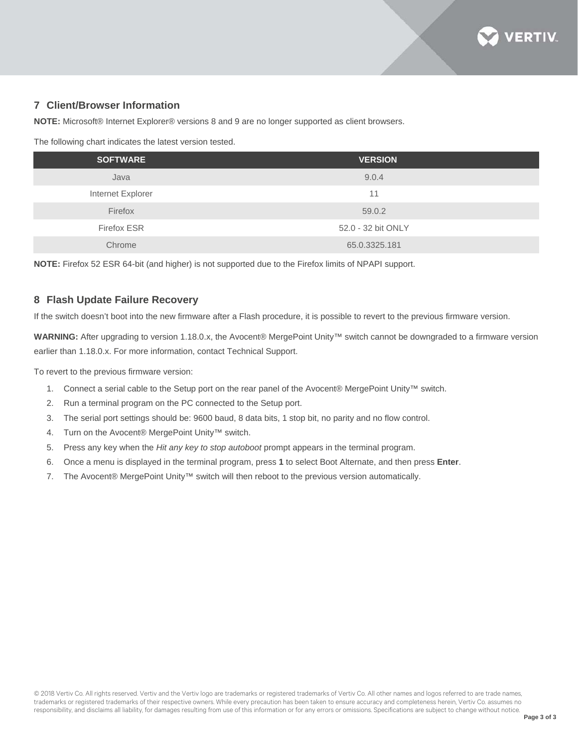## 7 Client/Browser Information

**NOTE:** Microsoft® Internet Explorer® versions 8 and 9 are no longer supported as client browsers.

The following chart indicates the latest version tested.

| SOFTWARE | VERSION |
|---|---|
| Java | 9.0.4 |
| Internet Explorer | 11 |
| Firefox | 59.0.2 |
| Firefox ESR | 52.0 - 32 bit ONLY |
| Chrome | 65.0.3325.181 |

**NOTE:** Firefox 52 ESR 64-bit (and higher) is not supported due to the Firefox limits of NPAPI support.

## 8 Flash Update Failure Recovery

If the switch doesn't boot into the new firmware after a Flash procedure, it is possible to revert to the previous firmware version.

**WARNING:** After upgrading to version 1.18.0.x, the Avocent® MergePoint Unity™ switch cannot be downgraded to a firmware version earlier than 1.18.0.x. For more information, contact Technical Support.

To revert to the previous firmware version:

1. Connect a serial cable to the Setup port on the rear panel of the Avocent® MergePoint Unity™ switch.
2. Run a terminal program on the PC connected to the Setup port.
3. The serial port settings should be: 9600 baud, 8 data bits, 1 stop bit, no parity and no flow control.
4. Turn on the Avocent® MergePoint Unity™ switch.
5. Press any key when the *Hit any key to stop autoboot* prompt appears in the terminal program.
6. Once a menu is displayed in the terminal program, press **1** to select Boot Alternate, and then press **Enter**.
7. The Avocent® MergePoint Unity™ switch will then reboot to the previous version automatically.

© 2018 Vertiv Co. All rights reserved. Vertiv and the Vertiv logo are trademarks or registered trademarks of Vertiv Co. All other names and logos referred to are trade names, trademarks or registered trademarks of their respective owners. While every precaution has been taken to ensure accuracy and completeness herein, Vertiv Co. assumes no responsibility, and disclaims all liability, for damages resulting from use of this information or for any errors or omissions. Specifications are subject to change without notice.